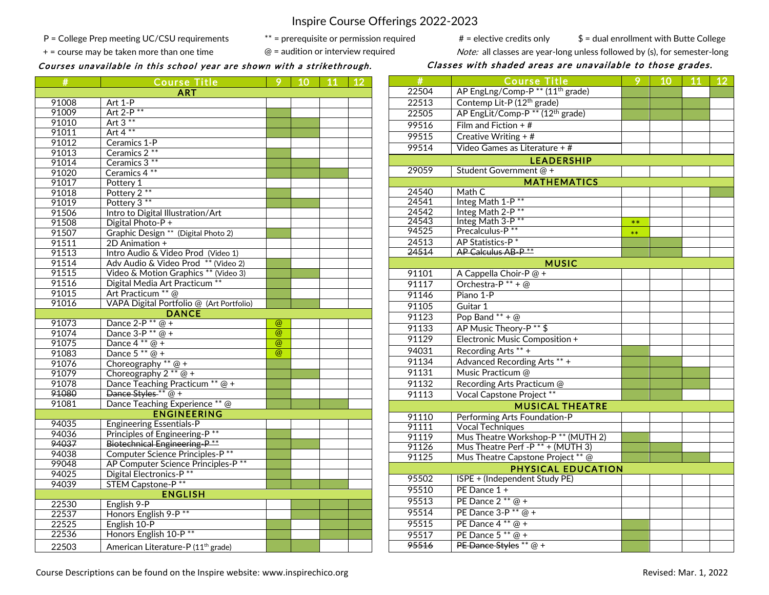# Inspire Course Offerings 2022-2023

P = College Prep meeting UC/CSU requirements | ** = prerequisite or permission required | # = elective credits only | $ = dual enrollment with Butte College

+ = course may be taken more than one time | @ = audition or interview required | *Note:* all classes are year-long unless followed by (s), for semester-long

***Courses unavailable in this school year are shown with a strikethrough.***

***Classes with shaded areas are unavailable to those grades.*** (Shaded cells are marked ■ below.)

| # | Course Title | 9 | 10 | 11 | 12 |
|---|---|---|---|---|---|
| | **ART** | | | | |
| 91008 | Art 1-P | | | | |
| 91009 | Art 2-P ** | ■ | | | |
| 91010 | Art 3 ** | ■ | ■ | | |
| 91011 | Art 4 ** | ■ | ■ | | |
| 91012 | Ceramics 1-P | | | | |
| 91013 | Ceramics 2 ** | ■ | | | |
| 91014 | Ceramics 3 ** | ■ | ■ | | |
| 91020 | Ceramics 4 ** | ■ | ■ | ■ | |
| 91017 | Pottery 1 | | | | |
| 91018 | Pottery 2 ** | ■ | | | |
| 91019 | Pottery 3 ** | ■ | ■ | | |
| 91506 | Intro to Digital Illustration/Art | | | | |
| 91508 | Digital Photo-P + | | | | |
| 91507 | Graphic Design ** (Digital Photo 2) | ■ | | | |
| 91511 | 2D Animation + | | | | |
| 91513 | Intro Audio & Video Prod (Video 1) | | | | |
| 91514 | Adv Audio & Video Prod ** (Video 2) | ■ | | | |
| 91515 | Video & Motion Graphics ** (Video 3) | ■ | ■ | | |
| 91516 | Digital Media Art Practicum ** | ■ | | | |
| 91015 | Art Practicum ** @ | ■ | | | |
| 91016 | VAPA Digital Portfolio @ (Art Portfolio) | ■ | ■ | | |
| | **DANCE** | | | | |
| 91073 | Dance 2-P ** @ + | @ | | | |
| 91074 | Dance 3-P ** @ + | @ | | | |
| 91075 | Dance 4 ** @ + | @ | | | |
| 91083 | Dance 5 ** @ + | @ | | | |
| 91076 | Choreography ** @ + | ■ | | | |
| 91079 | Choreography 2 ** @ + | ■ | ■ | | |
| 91078 | Dance Teaching Practicum ** @ + | ■ | | | |
| ~~91080~~ | ~~Dance Styles~~ ** @ + | ■ | | | |
| 91081 | Dance Teaching Experience ** @ | ■ | ■ | ■ | |
| | **ENGINEERING** | | | | |
| 94035 | Engineering Essentials-P | | | | |
| 94036 | Principles of Engineering-P ** | ■ | | | |
| ~~94037~~ | ~~Biotechnical Engineering-P **~~ | ■ | ■ | | |
| 94038 | Computer Science Principles-P ** | ■ | | | |
| 99048 | AP Computer Science Principles-P ** | ■ | | | |
| 94025 | Digital Electronics-P ** | ■ | | | |
| 94039 | STEM Capstone-P ** | ■ | ■ | ■ | |
| | **ENGLISH** | | | | |
| 22530 | English 9-P | | ■ | ■ | ■ |
| 22537 | Honors English 9-P ** | | ■ | ■ | ■ |
| 22525 | English 10-P | ■ | | ■ | ■ |
| 22536 | Honors English 10-P ** | ■ | | ■ | ■ |
| 22503 | American Literature-P (11th grade) | ■ | ■ | | |
| 22504 | AP EngLng/Comp-P ** (11th grade) | ■ | ■ | | ■ |
| 22513 | Contemp Lit-P (12th grade) | ■ | ■ | ■ | |
| 22505 | AP EngLit/Comp-P ** (12th grade) | ■ | ■ | ■ | |
| 99516 | Film and Fiction + # | | | | |
| 99515 | Creative Writing + # | | | | |
| 99514 | Video Games as Literature + # | | | | |
| | **LEADERSHIP** | | | | |
| 29059 | Student Government @ + | | | | |
| | **MATHEMATICS** | | | | |
| 24540 | Math C | | | | ■ |
| 24541 | Integ Math 1-P ** | | | | |
| 24542 | Integ Math 2-P ** | | | | |
| 24543 | Integ Math 3-P ** | ** | | | |
| 94525 | Precalculus-P ** | ** | | | |
| 24513 | AP Statistics-P * | ■ | ■ | | |
| ~~24514~~ | ~~AP Calculus AB-P **~~ | ■ | ■ | | |
| | **MUSIC** | | | | |
| 91101 | A Cappella Choir-P @ + | | | | |
| 91117 | Orchestra-P ** + @ | | | | |
| 91146 | Piano 1-P | | | | |
| 91105 | Guitar 1 | | | | |
| 91123 | Pop Band ** + @ | | | | |
| 91133 | AP Music Theory-P ** $ | | | | |
| 91129 | Electronic Music Composition + | | | | |
| 94031 | Recording Arts ** + | ■ | | | |
| 91134 | Advanced Recording Arts ** + | ■ | ■ | | |
| 91131 | Music Practicum @ | ■ | ■ | ■ | |
| 91132 | Recording Arts Practicum @ | ■ | ■ | ■ | |
| 91113 | Vocal Capstone Project ** | ■ | ■ | | |
| | **MUSICAL THEATRE** | | | | |
| 91110 | Performing Arts Foundation-P | | | | |
| 91111 | Vocal Techniques | | | | |
| 91119 | Mus Theatre Workshop-P ** (MUTH 2) | ■ | | | |
| 91126 | Mus Theatre Perf -P ** + (MUTH 3) | ■ | ■ | | |
| 91125 | Mus Theatre Capstone Project ** @ | ■ | ■ | ■ | |
| | **PHYSICAL EDUCATION** | | | | |
| 95502 | ISPE + (Independent Study PE) | | | | |
| 95510 | PE Dance 1 + | | | | |
| 95513 | PE Dance 2 ** @ + | | | | |
| 95514 | PE Dance 3-P ** @ + | | | | |
| 95515 | PE Dance 4 ** @ + | ■ | | | |
| 95517 | PE Dance 5 ** @ + | ■ | | | |
| ~~95516~~ | ~~PE Dance Styles~~ ** @ + | ■ | | | |

Course Descriptions can be found on the Inspire website: www.inspirechico.org

Revised: Mar. 1, 2022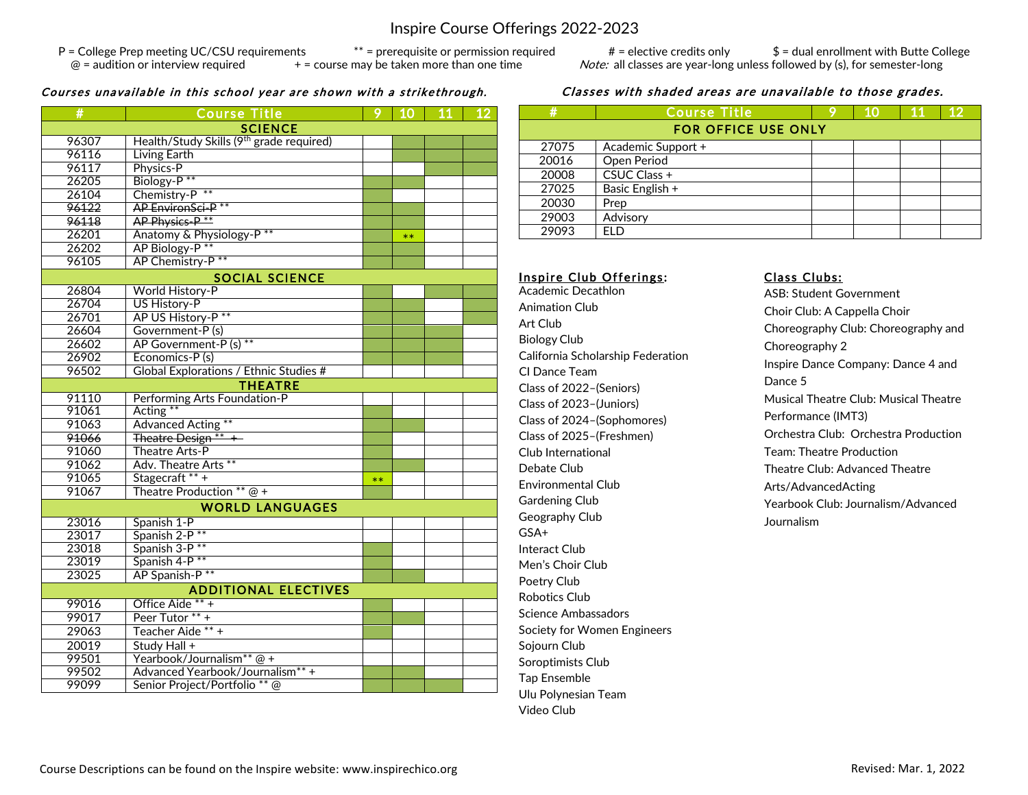# Inspire Course Offerings 2022-2023

P = College Prep meeting UC/CSU requirements ** = prerequisite or permission required # = elective credits only $ = dual enrollment with Butte College
@ = audition or interview required + = course may be taken more than one time *Note:* all classes are year-long unless followed by (s), for semester-long

***Courses unavailable in this school year are shown with a strikethrough.***

***Classes with shaded areas are unavailable to those grades.***

| # | Course Title | 9 | 10 | 11 | 12 |
|---|---|---|---|---|---|
| | **SCIENCE** | | | | |
| 96307 | Health/Study Skills (9th grade required) | | | | |
| 96116 | Living Earth | | | | |
| 96117 | Physics-P | | | | |
| 26205 | Biology-P ** | | | | |
| 26104 | Chemistry-P ** | | | | |
| ~~96122~~ | ~~AP EnvironSci-P **~~ | | | | |
| ~~96118~~ | ~~AP Physics-P **~~ | | | | |
| 26201 | Anatomy & Physiology-P ** | | ** | | |
| 26202 | AP Biology-P ** | | | | |
| 96105 | AP Chemistry-P ** | | | | |
| | **SOCIAL SCIENCE** | | | | |
| 26804 | World History-P | | | | |
| 26704 | US History-P | | | | |
| 26701 | AP US History-P ** | | | | |
| 26604 | Government-P (s) | | | | |
| 26602 | AP Government-P (s) ** | | | | |
| 26902 | Economics-P (s) | | | | |
| 96502 | Global Explorations / Ethnic Studies # | | | | |
| | **THEATRE** | | | | |
| 91110 | Performing Arts Foundation-P | | | | |
| 91061 | Acting ** | | | | |
| 91063 | Advanced Acting ** | | | | |
| ~~91066~~ | ~~Theatre Design ** +~~ | | | | |
| 91060 | Theatre Arts-P | | | | |
| 91062 | Adv. Theatre Arts ** | | | | |
| 91065 | Stagecraft ** + | ** | | | |
| 91067 | Theatre Production ** @ + | | | | |
| | **WORLD LANGUAGES** | | | | |
| 23016 | Spanish 1-P | | | | |
| 23017 | Spanish 2-P ** | | | | |
| 23018 | Spanish 3-P ** | | | | |
| 23019 | Spanish 4-P ** | | | | |
| 23025 | AP Spanish-P ** | | | | |
| | **ADDITIONAL ELECTIVES** | | | | |
| 99016 | Office Aide ** + | | | | |
| 99017 | Peer Tutor ** + | | | | |
| 29063 | Teacher Aide ** + | | | | |
| 20019 | Study Hall + | | | | |
| 99501 | Yearbook/Journalism** @ + | | | | |
| 99502 | Advanced Yearbook/Journalism** + | | | | |
| 99099 | Senior Project/Portfolio ** @ | | | | |

| # | Course Title | 9 | 10 | 11 | 12 |
|---|---|---|---|---|---|
| | **FOR OFFICE USE ONLY** | | | | |
| 27075 | Academic Support + | | | | |
| 20016 | Open Period | | | | |
| 20008 | CSUC Class + | | | | |
| 27025 | Basic English + | | | | |
| 20030 | Prep | | | | |
| 29003 | Advisory | | | | |
| 29093 | ELD | | | | |

**Inspire Club Offerings:**

Academic Decathlon
Animation Club
Art Club
Biology Club
California Scholarship Federation
CI Dance Team
Class of 2022–(Seniors)
Class of 2023–(Juniors)
Class of 2024–(Sophomores)
Class of 2025–(Freshmen)
Club International
Debate Club
Environmental Club
Gardening Club
Geography Club
GSA+
Interact Club
Men's Choir Club
Poetry Club
Robotics Club
Science Ambassadors
Society for Women Engineers
Sojourn Club
Soroptimists Club
Tap Ensemble
Ulu Polynesian Team
Video Club

**Class Clubs:**

ASB: Student Government
Choir Club: A Cappella Choir
Choreography Club: Choreography and Choreography 2
Inspire Dance Company: Dance 4 and Dance 5
Musical Theatre Club: Musical Theatre Performance (IMT3)
Orchestra Club: Orchestra Production
Team: Theatre Production
Theatre Club: Advanced Theatre Arts/AdvancedActing
Yearbook Club: Journalism/Advanced Journalism

Course Descriptions can be found on the Inspire website: www.inspirechico.org

Revised: Mar. 1, 2022